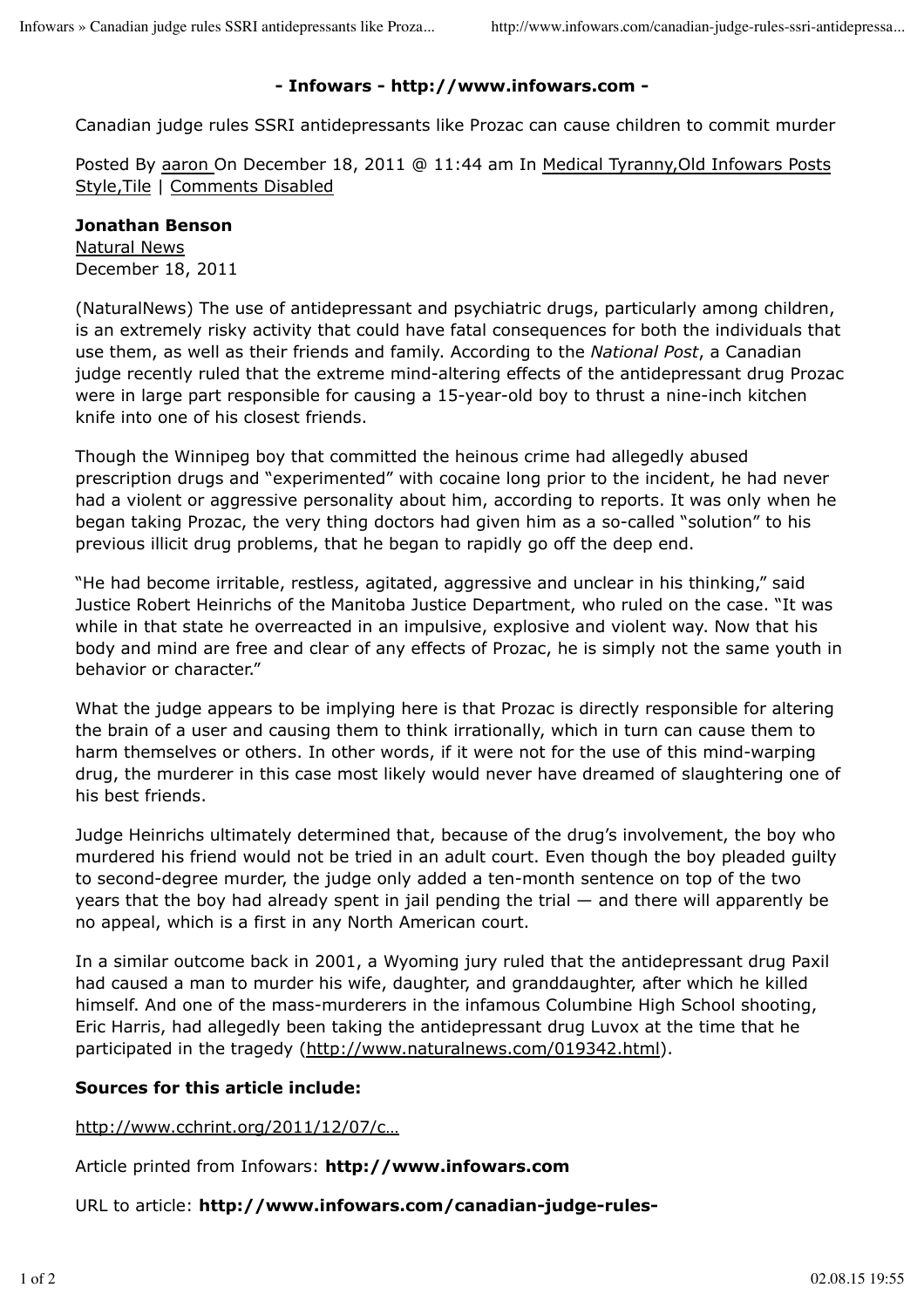**- Infowars - http://www.infowars.com -**

Canadian judge rules SSRI antidepressants like Prozac can cause children to commit murder

Posted By aaron On December 18, 2011 @ 11:44 am In Medical Tyranny,Old Infowars Posts Style,Tile | Comments Disabled

**Jonathan Benson**
Natural News
December 18, 2011

(NaturalNews) The use of antidepressant and psychiatric drugs, particularly among children, is an extremely risky activity that could have fatal consequences for both the individuals that use them, as well as their friends and family. According to the *National Post*, a Canadian judge recently ruled that the extreme mind-altering effects of the antidepressant drug Prozac were in large part responsible for causing a 15-year-old boy to thrust a nine-inch kitchen knife into one of his closest friends.

Though the Winnipeg boy that committed the heinous crime had allegedly abused prescription drugs and "experimented" with cocaine long prior to the incident, he had never had a violent or aggressive personality about him, according to reports. It was only when he began taking Prozac, the very thing doctors had given him as a so-called "solution" to his previous illicit drug problems, that he began to rapidly go off the deep end.

"He had become irritable, restless, agitated, aggressive and unclear in his thinking," said Justice Robert Heinrichs of the Manitoba Justice Department, who ruled on the case. "It was while in that state he overreacted in an impulsive, explosive and violent way. Now that his body and mind are free and clear of any effects of Prozac, he is simply not the same youth in behavior or character."

What the judge appears to be implying here is that Prozac is directly responsible for altering the brain of a user and causing them to think irrationally, which in turn can cause them to harm themselves or others. In other words, if it were not for the use of this mind-warping drug, the murderer in this case most likely would never have dreamed of slaughtering one of his best friends.

Judge Heinrichs ultimately determined that, because of the drug's involvement, the boy who murdered his friend would not be tried in an adult court. Even though the boy pleaded guilty to second-degree murder, the judge only added a ten-month sentence on top of the two years that the boy had already spent in jail pending the trial — and there will apparently be no appeal, which is a first in any North American court.

In a similar outcome back in 2001, a Wyoming jury ruled that the antidepressant drug Paxil had caused a man to murder his wife, daughter, and granddaughter, after which he killed himself. And one of the mass-murderers in the infamous Columbine High School shooting, Eric Harris, had allegedly been taking the antidepressant drug Luvox at the time that he participated in the tragedy (http://www.naturalnews.com/019342.html).

**Sources for this article include:**

http://www.cchrint.org/2011/12/07/c…

Article printed from Infowars: **http://www.infowars.com**

URL to article: **http://www.infowars.com/canadian-judge-rules-**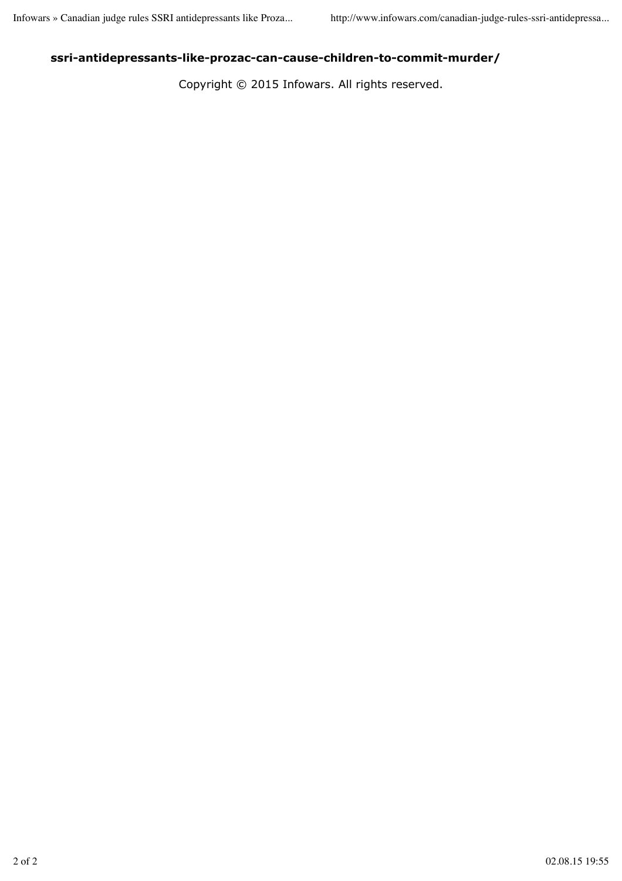**ssri-antidepressants-like-prozac-can-cause-children-to-commit-murder/**

Copyright © 2015 Infowars. All rights reserved.